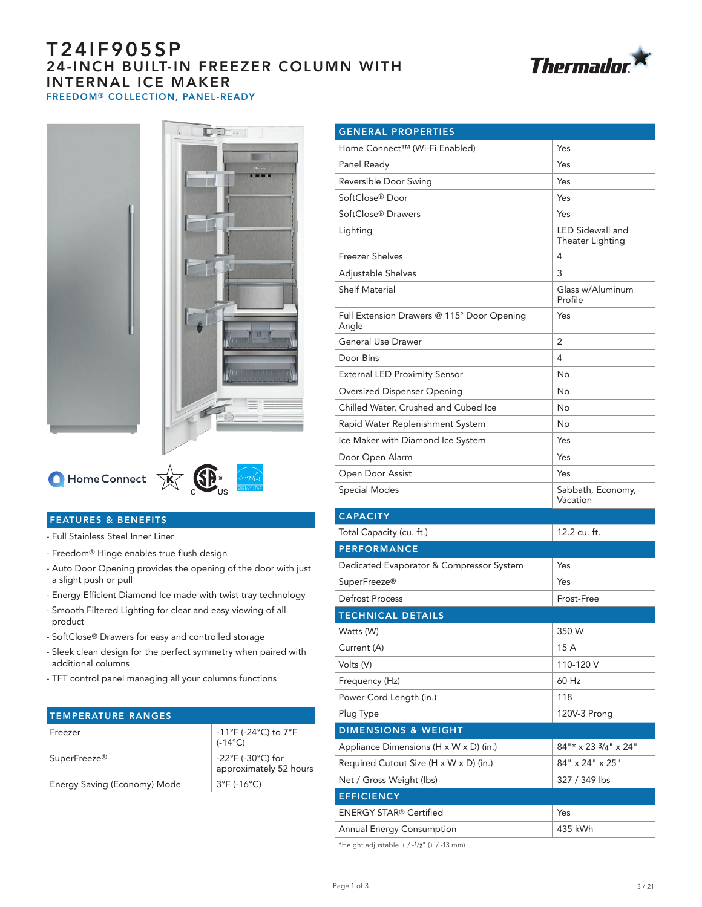# T24IF905SP

## 24-INCH BUILT-IN FREEZER COLUMN WITH INTERNAL ICE MAKER

### FREEDOM® COLLECTION, PANEL-READY

Home Connect

## FEATURES & BENEFITS

- Full Stainless Steel Inner Liner
- Freedom® Hinge enables true flush design
- Auto Door Opening provides the opening of the door with just a slight push or pull
- Energy Efficient Diamond Ice made with twist tray technology
- Smooth Filtered Lighting for clear and easy viewing of all product
- SoftClose® Drawers for easy and controlled storage
- Sleek clean design for the perfect symmetry when paired with additional columns
- TFT control panel managing all your columns functions

## TEMPERATURE RANGES

| TEMPERATURE RANGES | |
|---|---|
| Freezer | -11°F (-24°C) to 7°F (-14°C) |
| SuperFreeze® | -22°F (-30°C) for approximately 52 hours |
| Energy Saving (Economy) Mode | 3°F (-16°C) |

## GENERAL PROPERTIES

| GENERAL PROPERTIES | |
|---|---|
| Home Connect™ (Wi-Fi Enabled) | Yes |
| Panel Ready | Yes |
| Reversible Door Swing | Yes |
| SoftClose® Door | Yes |
| SoftClose® Drawers | Yes |
| Lighting | LED Sidewall and Theater Lighting |
| Freezer Shelves | 4 |
| Adjustable Shelves | 3 |
| Shelf Material | Glass w/Aluminum Profile |
| Full Extension Drawers @ 115° Door Opening Angle | Yes |
| General Use Drawer | 2 |
| Door Bins | 4 |
| External LED Proximity Sensor | No |
| Oversized Dispenser Opening | No |
| Chilled Water, Crushed and Cubed Ice | No |
| Rapid Water Replenishment System | No |
| Ice Maker with Diamond Ice System | Yes |
| Door Open Alarm | Yes |
| Open Door Assist | Yes |
| Special Modes | Sabbath, Economy, Vacation |

## CAPACITY

| CAPACITY | |
|---|---|
| Total Capacity (cu. ft.) | 12.2 cu. ft. |

## PERFORMANCE

| PERFORMANCE | |
|---|---|
| Dedicated Evaporator & Compressor System | Yes |
| SuperFreeze® | Yes |
| Defrost Process | Frost-Free |

## TECHNICAL DETAILS

| TECHNICAL DETAILS | |
|---|---|
| Watts (W) | 350 W |
| Current (A) | 15 A |
| Volts (V) | 110-120 V |
| Frequency (Hz) | 60 Hz |
| Power Cord Length (in.) | 118 |
| Plug Type | 120V-3 Prong |

## DIMENSIONS & WEIGHT

| DIMENSIONS & WEIGHT | |
|---|---|
| Appliance Dimensions (H x W x D) (in.) | 84"* x 23 3/4" x 24" |
| Required Cutout Size (H x W x D) (in.) | 84" x 24" x 25" |
| Net / Gross Weight (lbs) | 327 / 349 lbs |

## EFFICIENCY

| EFFICIENCY | |
|---|---|
| ENERGY STAR® Certified | Yes |
| Annual Energy Consumption | 435 kWh |

*Height adjustable + / -1/2" (+ / -13 mm)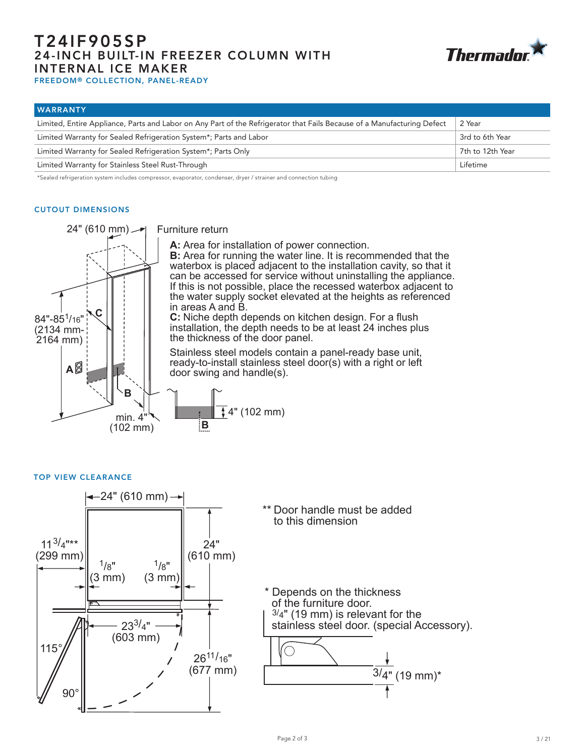# T24IF905SP

## 24-INCH BUILT-IN FREEZER COLUMN WITH INTERNAL ICE MAKER

### FREEDOM® COLLECTION, PANEL-READY

| WARRANTY | |
|---|---|
| Limited, Entire Appliance, Parts and Labor on Any Part of the Refrigerator that Fails Because of a Manufacturing Defect | 2 Year |
| Limited Warranty for Sealed Refrigeration System*; Parts and Labor | 3rd to 6th Year |
| Limited Warranty for Sealed Refrigeration System*; Parts Only | 7th to 12th Year |
| Limited Warranty for Stainless Steel Rust-Through | Lifetime |

*Sealed refrigeration system includes compressor, evaporator, condenser, dryer / strainer and connection tubing

### CUTOUT DIMENSIONS

24" (610 mm)

Furniture return

84"-85 1/16" (2134 mm-2164 mm)

min. 4" (102 mm)

4" (102 mm)

**A:** Area for installation of power connection.
**B:** Area for running the water line. It is recommended that the waterbox is placed adjacent to the installation cavity, so that it can be accessed for service without uninstalling the appliance. If this is not possible, place the recessed waterbox adjacent to the water supply socket elevated at the heights as referenced in areas A and B.
**C:** Niche depth depends on kitchen design. For a flush installation, the depth needs to be at least 24 inches plus the thickness of the door panel.

Stainless steel models contain a panel-ready base unit, ready-to-install stainless steel door(s) with a right or left door swing and handle(s).

### TOP VIEW CLEARANCE

24" (610 mm)

11 3/4"** (299 mm)

1/8" (3 mm)

1/8" (3 mm)

24" (610 mm)

23 3/4" (603 mm)

26 11/16" (677 mm)

115°

90°

** Door handle must be added to this dimension

* Depends on the thickness of the furniture door. 3/4" (19 mm) is relevant for the stainless steel door. (special Accessory).

3/4" (19 mm)*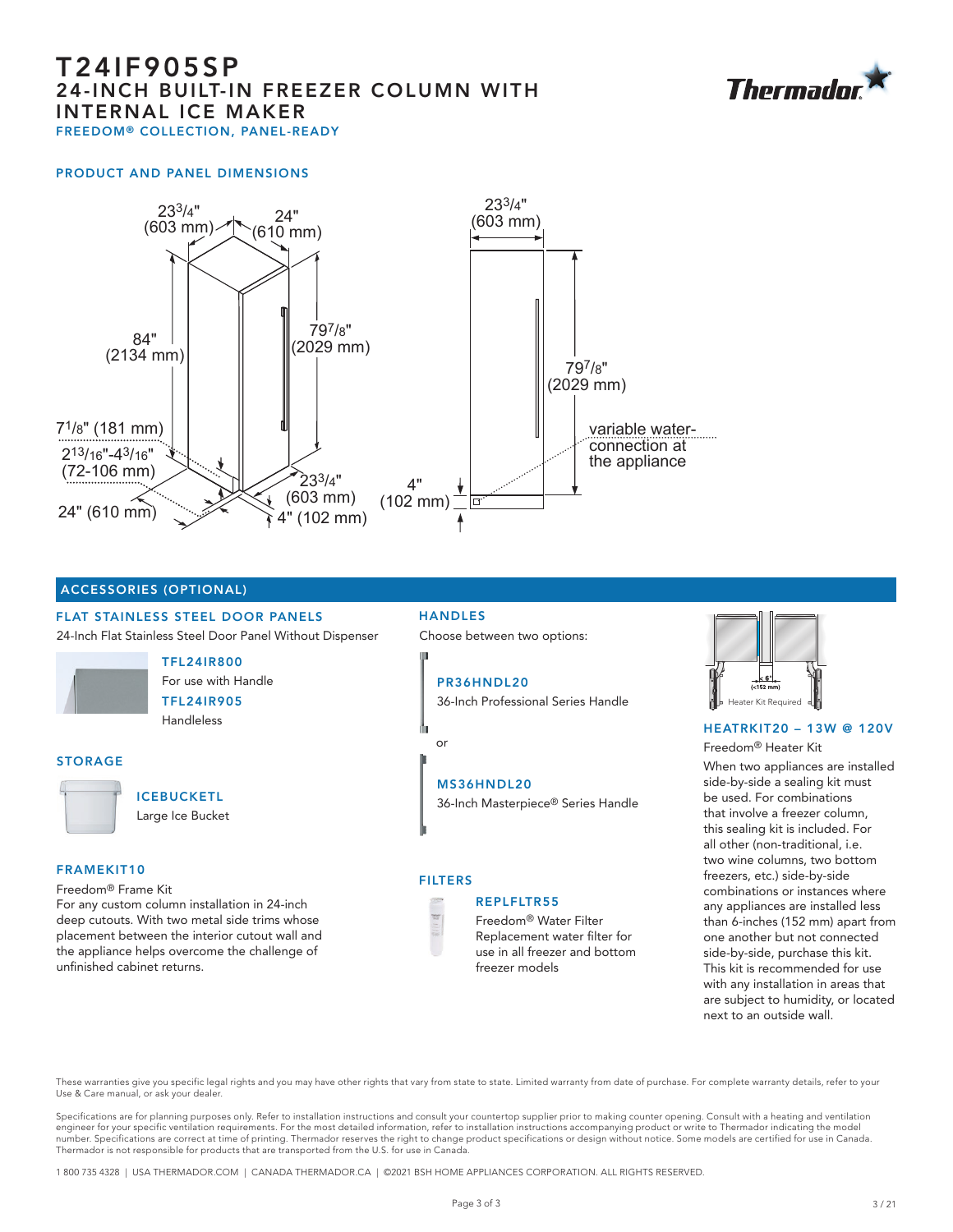# T24IF905SP

## 24-INCH BUILT-IN FREEZER COLUMN WITH INTERNAL ICE MAKER

FREEDOM® COLLECTION, PANEL-READY

### PRODUCT AND PANEL DIMENSIONS

23 3/4" (603 mm)
24" (610 mm)
84" (2134 mm)
79 7/8" (2029 mm)
7 1/8" (181 mm)
2 13/16"-4 3/16" (72-106 mm)
24" (610 mm)
23 3/4" (603 mm)
4" (102 mm)

23 3/4" (603 mm)
79 7/8" (2029 mm)
variable water-connection at the appliance
4" (102 mm)

## ACCESSORIES (OPTIONAL)

### FLAT STAINLESS STEEL DOOR PANELS

24-Inch Flat Stainless Steel Door Panel Without Dispenser

**TFL24IR800**
For use with Handle

**TFL24IR905**
Handleless

### STORAGE

**ICEBUCKETL**
Large Ice Bucket

### FRAMEKIT10

Freedom® Frame Kit
For any custom column installation in 24-inch deep cutouts. With two metal side trims whose placement between the interior cutout wall and the appliance helps overcome the challenge of unfinished cabinet returns.

### HANDLES

Choose between two options:

**PR36HNDL20**
36-Inch Professional Series Handle

or

**MS36HNDL20**
36-Inch Masterpiece® Series Handle

### FILTERS

**REPLFLTR55**
Freedom® Water Filter
Replacement water filter for use in all freezer and bottom freezer models

< 6" (<152 mm)
Heater Kit Required

### HEATRKIT20 – 13W @ 120V

Freedom® Heater Kit
When two appliances are installed side-by-side a sealing kit must be used. For combinations that involve a freezer column, this sealing kit is included. For all other (non-traditional, i.e. two wine columns, two bottom freezers, etc.) side-by-side combinations or instances where any appliances are installed less than 6-inches (152 mm) apart from one another but not connected side-by-side, purchase this kit. This kit is recommended for use with any installation in areas that are subject to humidity, or located next to an outside wall.

These warranties give you specific legal rights and you may have other rights that vary from state to state. Limited warranty from date of purchase. For complete warranty details, refer to your Use & Care manual, or ask your dealer.

Specifications are for planning purposes only. Refer to installation instructions and consult your countertop supplier prior to making counter opening. Consult with a heating and ventilation engineer for your specific ventilation requirements. For the most detailed information, refer to installation instructions accompanying product or write to Thermador indicating the model number. Specifications are correct at time of printing. Thermador reserves the right to change product specifications or design without notice. Some models are certified for use in Canada. Thermador is not responsible for products that are transported from the U.S. for use in Canada.

1 800 735 4328 | USA THERMADOR.COM | CANADA THERMADOR.CA | ©2021 BSH HOME APPLIANCES CORPORATION. ALL RIGHTS RESERVED.